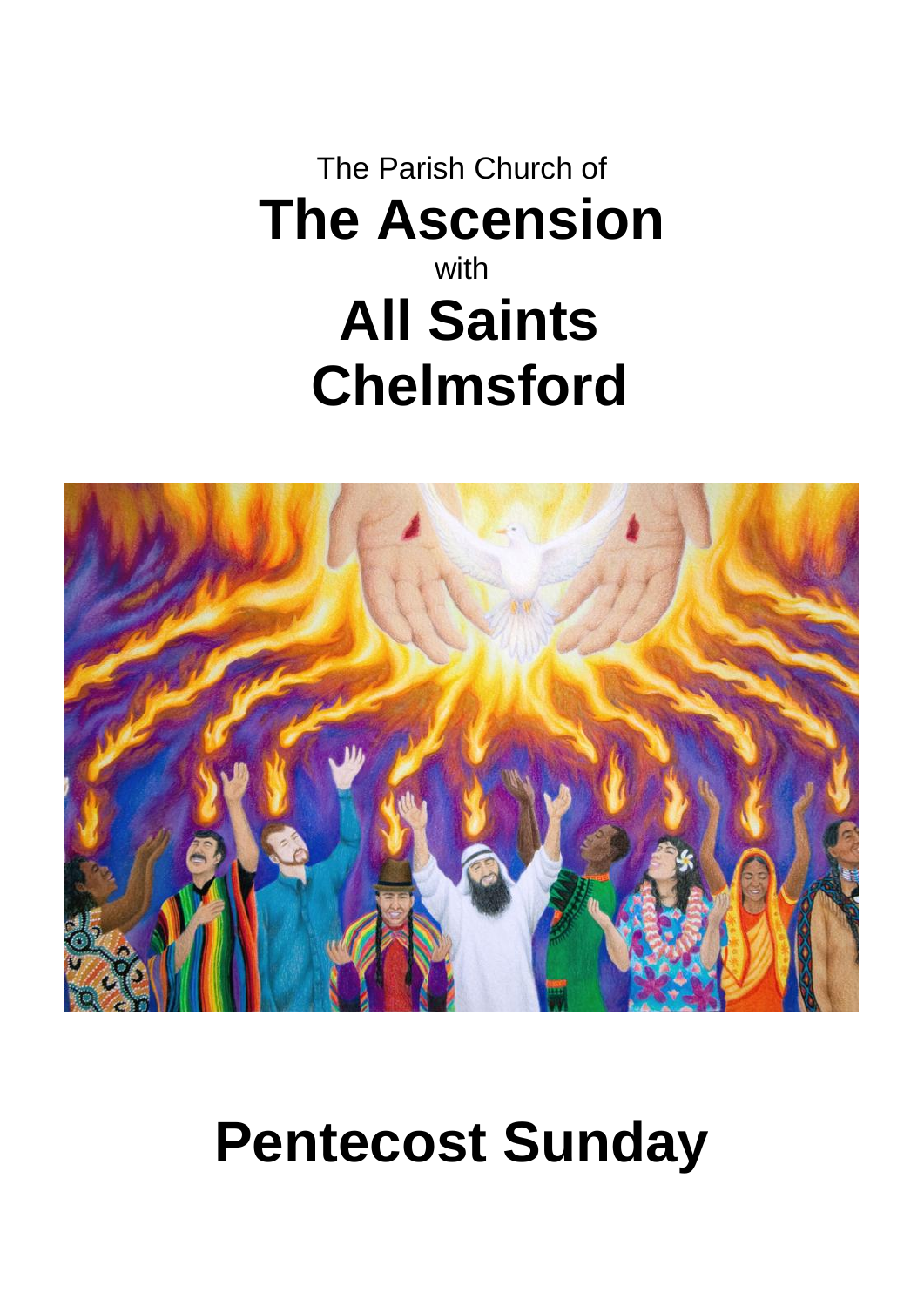The Parish Church of

# The Ascension

with

# All Saints Chelmsford

# Pentecost Sunday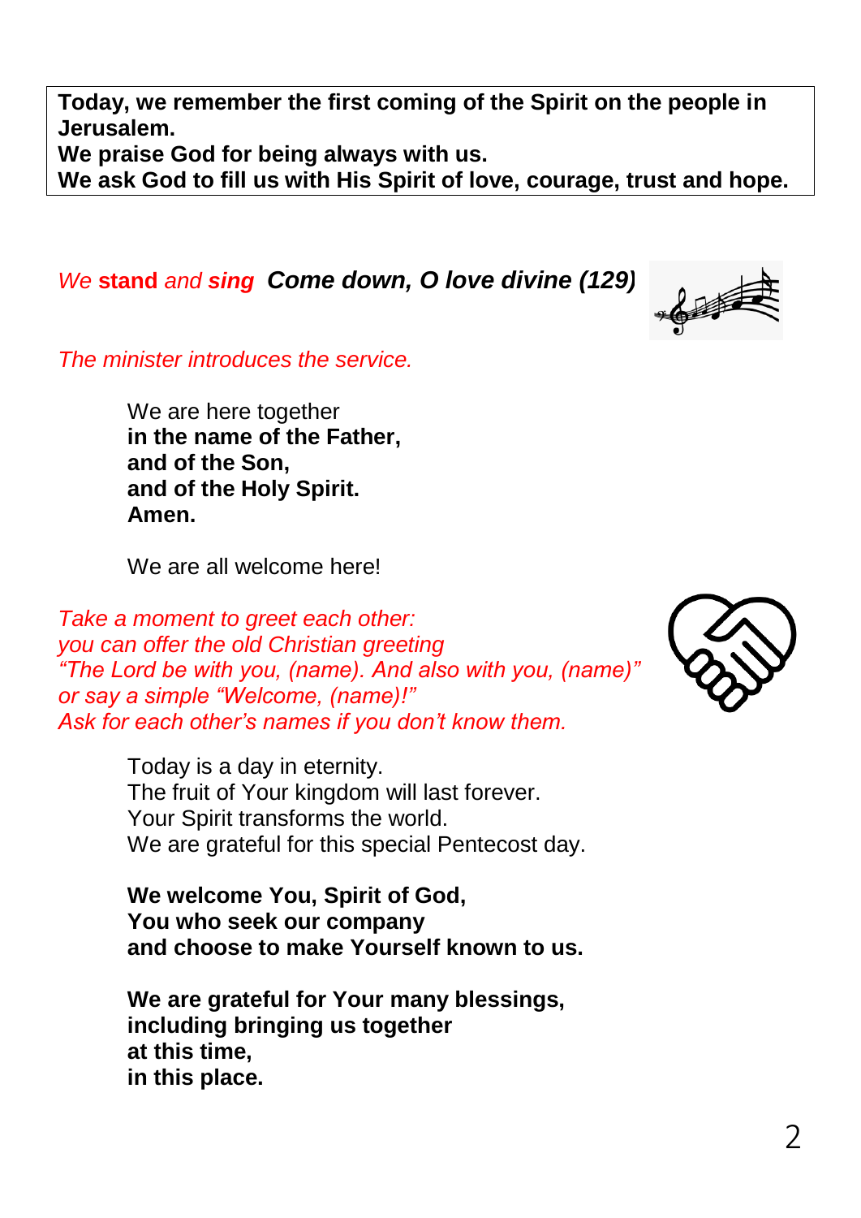**Today, we remember the first coming of the Spirit on the people in Jerusalem.**
**We praise God for being always with us.**
**We ask God to fill us with His Spirit of love, courage, trust and hope.**

*We* ***stand*** *and* ***sing*** ***Come down, O love divine (129)***

*The minister introduces the service.*

We are here together
**in the name of the Father,**
**and of the Son,**
**and of the Holy Spirit.**
**Amen.**

We are all welcome here!

*Take a moment to greet each other:*
*you can offer the old Christian greeting*
*"The Lord be with you, (name). And also with you, (name)"*
*or say a simple "Welcome, (name)!"*
*Ask for each other's names if you don't know them.*

Today is a day in eternity.
The fruit of Your kingdom will last forever.
Your Spirit transforms the world.
We are grateful for this special Pentecost day.

**We welcome You, Spirit of God,**
**You who seek our company**
**and choose to make Yourself known to us.**

**We are grateful for Your many blessings,**
**including bringing us together**
**at this time,**
**in this place.**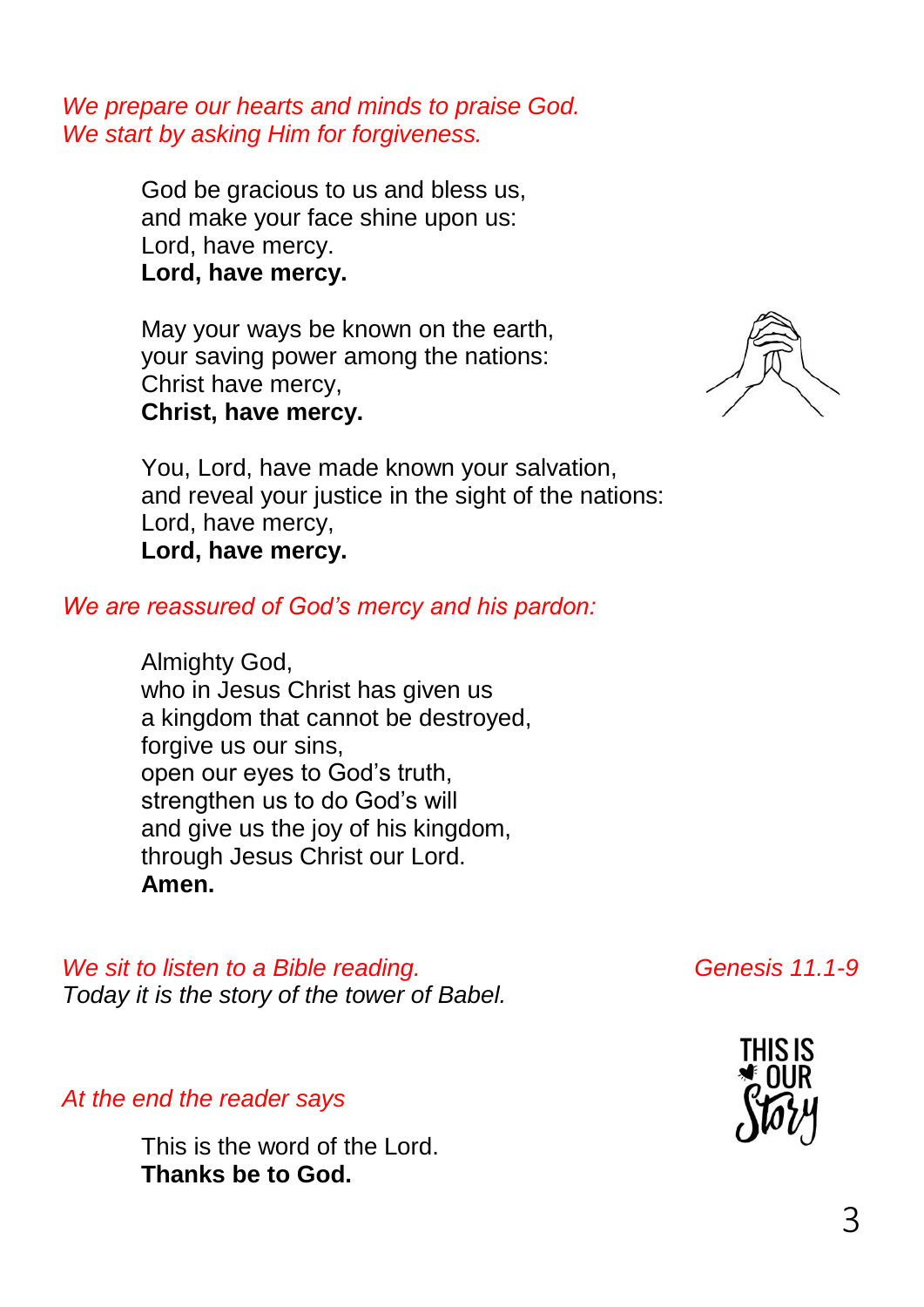*We prepare our hearts and minds to praise God.*
*We start by asking Him for forgiveness.*

God be gracious to us and bless us,
and make your face shine upon us:
Lord, have mercy.
**Lord, have mercy.**

May your ways be known on the earth,
your saving power among the nations:
Christ have mercy,
**Christ, have mercy.**

You, Lord, have made known your salvation,
and reveal your justice in the sight of the nations:
Lord, have mercy,
**Lord, have mercy.**

*We are reassured of God's mercy and his pardon:*

Almighty God,
who in Jesus Christ has given us
a kingdom that cannot be destroyed,
forgive us our sins,
open our eyes to God's truth,
strengthen us to do God's will
and give us the joy of his kingdom,
through Jesus Christ our Lord.
**Amen.**

*We sit to listen to a Bible reading.* *Genesis 11.1-9*
*Today it is the story of the tower of Babel.*

THIS IS OUR Story

*At the end the reader says*

This is the word of the Lord.
**Thanks be to God.**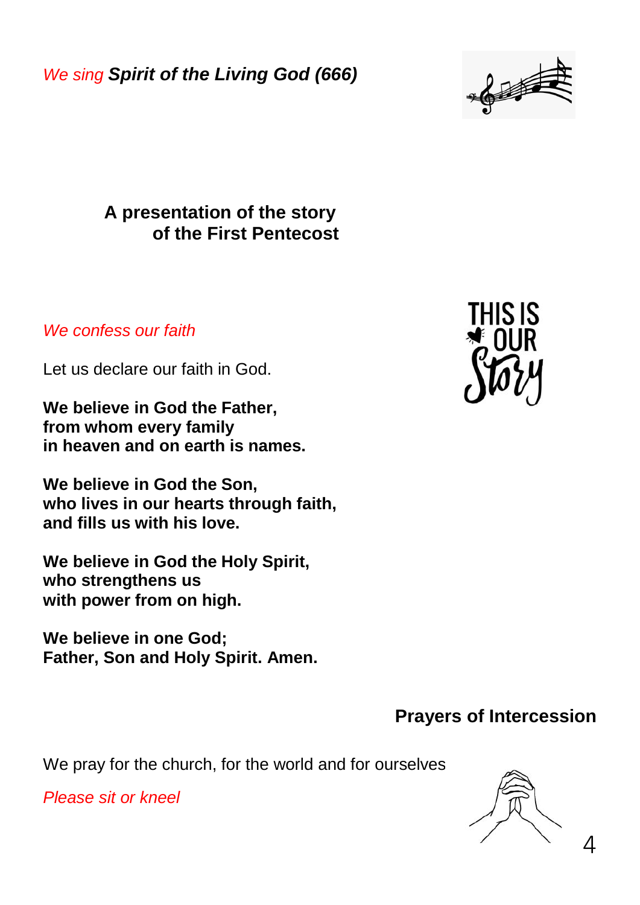*We sing* ***Spirit of the Living God (666)***

**A presentation of the story of the First Pentecost**

*We confess our faith*

Let us declare our faith in God.

**We believe in God the Father,**
**from whom every family**
**in heaven and on earth is names.**

**We believe in God the Son,**
**who lives in our hearts through faith,**
**and fills us with his love.**

**We believe in God the Holy Spirit,**
**who strengthens us**
**with power from on high.**

**We believe in one God;**
**Father, Son and Holy Spirit. Amen.**

**Prayers of Intercession**

We pray for the church, for the world and for ourselves

*Please sit or kneel*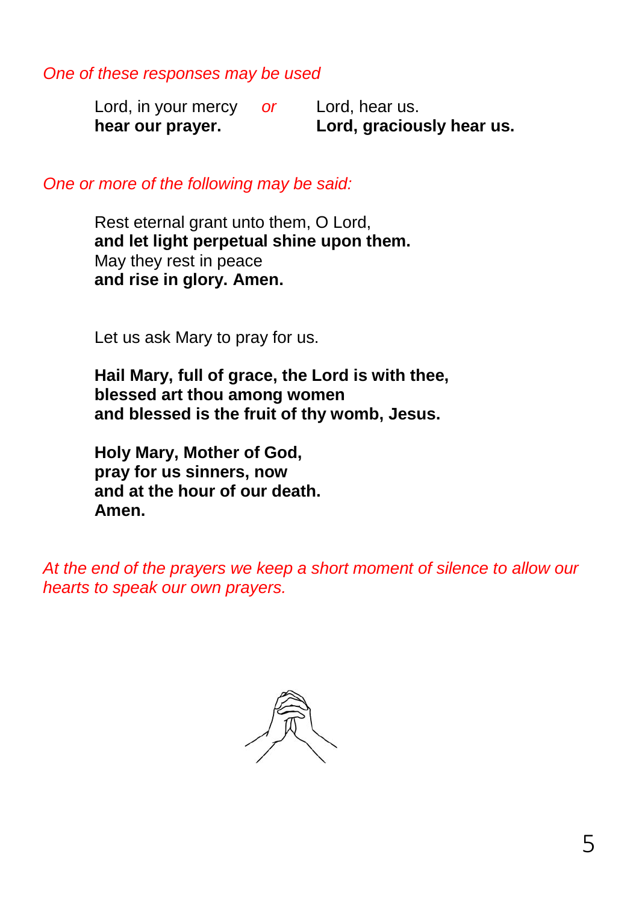*One of these responses may be used*

Lord, in your mercy  
**hear our prayer.**

*or*

Lord, hear us.  
**Lord, graciously hear us.**

*One or more of the following may be said:*

Rest eternal grant unto them, O Lord,  
**and let light perpetual shine upon them.**  
May they rest in peace  
**and rise in glory. Amen.**

Let us ask Mary to pray for us.

**Hail Mary, full of grace, the Lord is with thee,**  
**blessed art thou among women**  
**and blessed is the fruit of thy womb, Jesus.**

**Holy Mary, Mother of God,**  
**pray for us sinners, now**  
**and at the hour of our death.**  
**Amen.**

*At the end of the prayers we keep a short moment of silence to allow our hearts to speak our own prayers.*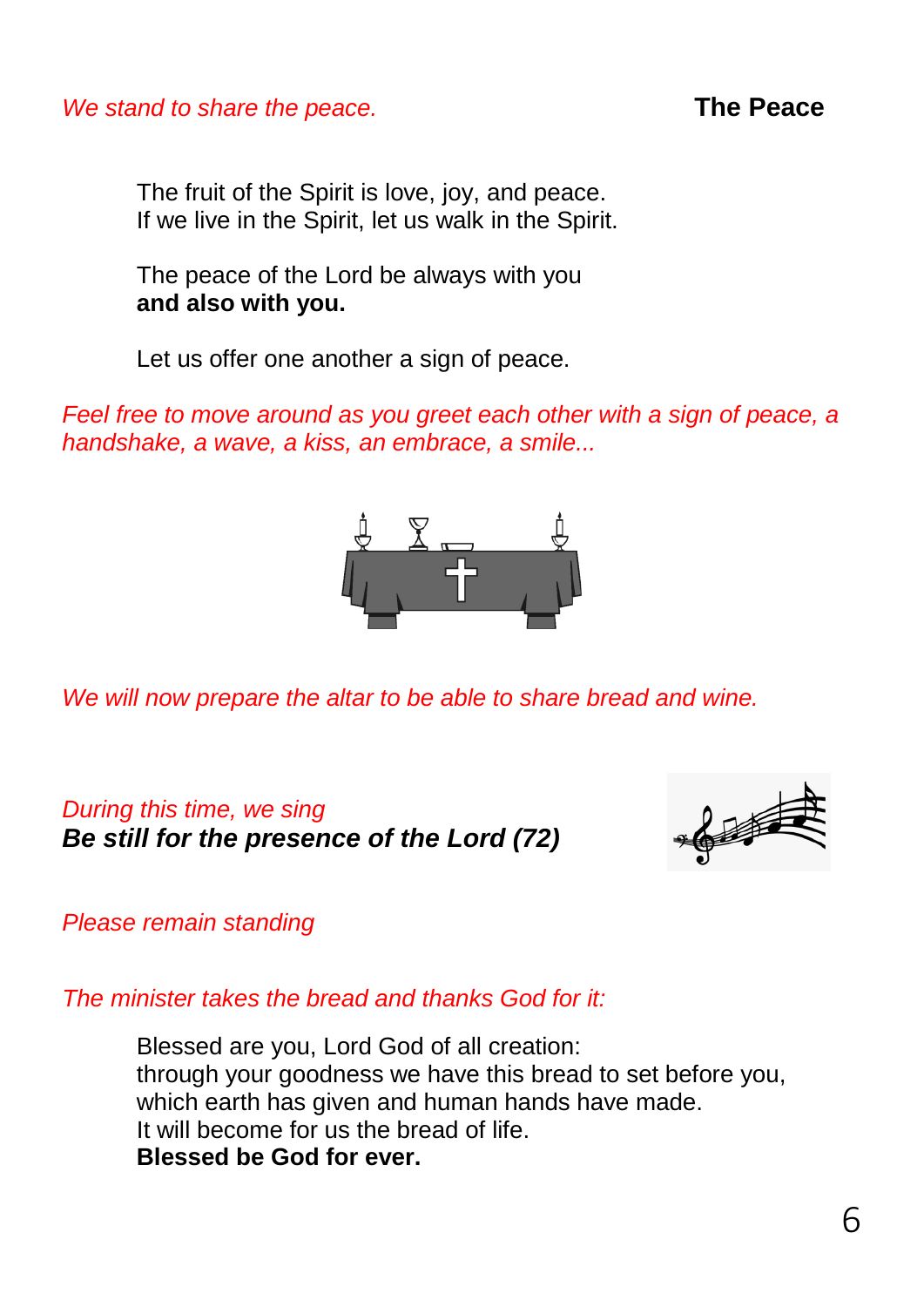*We stand to share the peace.*

## The Peace

The fruit of the Spirit is love, joy, and peace.
If we live in the Spirit, let us walk in the Spirit.

The peace of the Lord be always with you
**and also with you.**

Let us offer one another a sign of peace.

*Feel free to move around as you greet each other with a sign of peace, a handshake, a wave, a kiss, an embrace, a smile...*

*We will now prepare the altar to be able to share bread and wine.*

*During this time, we sing*
***Be still for the presence of the Lord (72)***

*Please remain standing*

*The minister takes the bread and thanks God for it:*

Blessed are you, Lord God of all creation:
through your goodness we have this bread to set before you,
which earth has given and human hands have made.
It will become for us the bread of life.
**Blessed be God for ever.**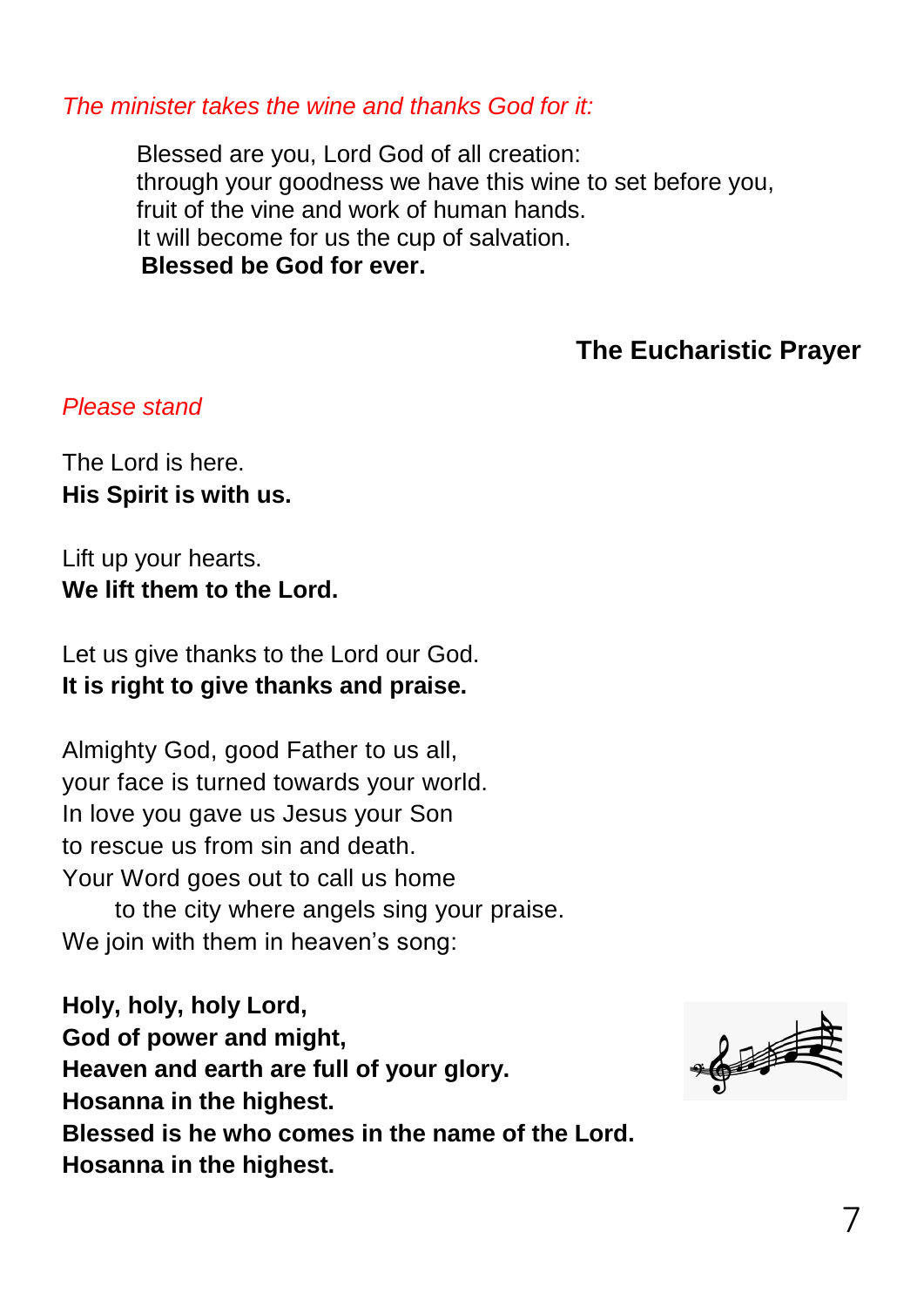*The minister takes the wine and thanks God for it:*

Blessed are you, Lord God of all creation:
through your goodness we have this wine to set before you,
fruit of the vine and work of human hands.
It will become for us the cup of salvation.
**Blessed be God for ever.**

## The Eucharistic Prayer

*Please stand*

The Lord is here.
**His Spirit is with us.**

Lift up your hearts.
**We lift them to the Lord.**

Let us give thanks to the Lord our God.
**It is right to give thanks and praise.**

Almighty God, good Father to us all,
your face is turned towards your world.
In love you gave us Jesus your Son
to rescue us from sin and death.
Your Word goes out to call us home
to the city where angels sing your praise.
We join with them in heaven's song:

**Holy, holy, holy Lord,**
**God of power and might,**
**Heaven and earth are full of your glory.**
**Hosanna in the highest.**
**Blessed is he who comes in the name of the Lord.**
**Hosanna in the highest.**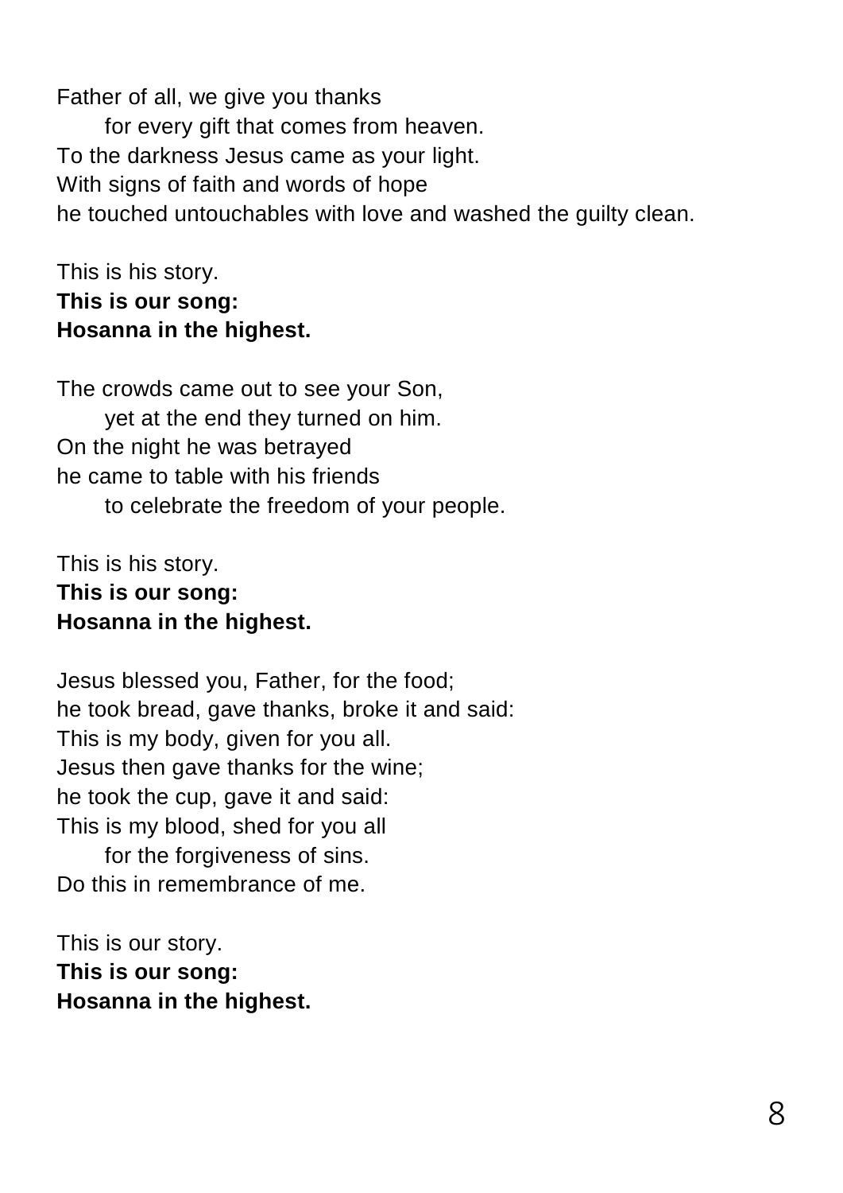Father of all, we give you thanks
for every gift that comes from heaven.
To the darkness Jesus came as your light.
With signs of faith and words of hope
he touched untouchables with love and washed the guilty clean.

This is his story.
**This is our song:**
**Hosanna in the highest.**

The crowds came out to see your Son,
yet at the end they turned on him.
On the night he was betrayed
he came to table with his friends
to celebrate the freedom of your people.

This is his story.
**This is our song:**
**Hosanna in the highest.**

Jesus blessed you, Father, for the food;
he took bread, gave thanks, broke it and said:
This is my body, given for you all.
Jesus then gave thanks for the wine;
he took the cup, gave it and said:
This is my blood, shed for you all
for the forgiveness of sins.
Do this in remembrance of me.

This is our story.
**This is our song:**
**Hosanna in the highest.**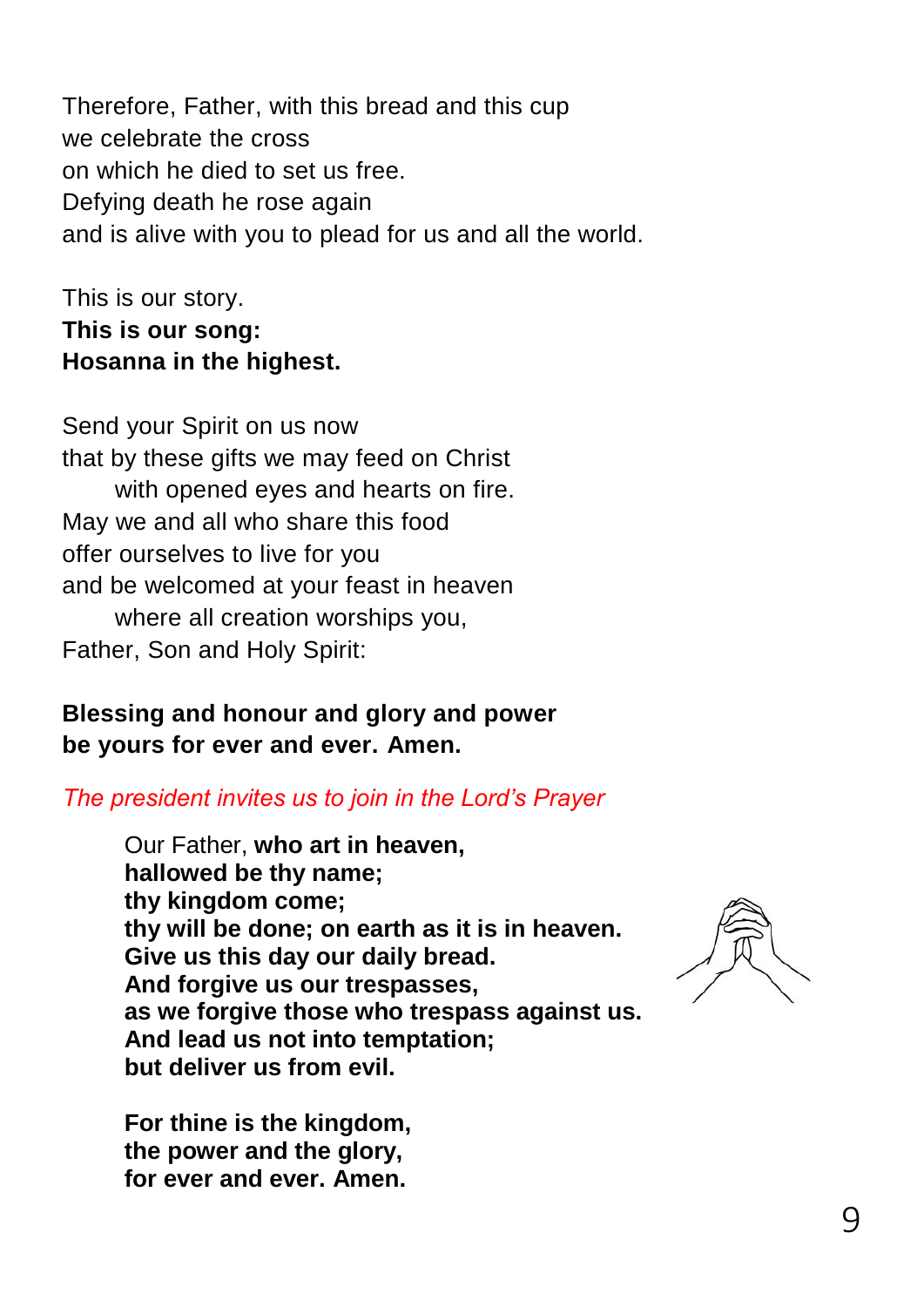Therefore, Father, with this bread and this cup
we celebrate the cross
on which he died to set us free.
Defying death he rose again
and is alive with you to plead for us and all the world.

This is our story.
**This is our song:**
**Hosanna in the highest.**

Send your Spirit on us now
that by these gifts we may feed on Christ
    with opened eyes and hearts on fire.
May we and all who share this food
offer ourselves to live for you
and be welcomed at your feast in heaven
    where all creation worships you,
Father, Son and Holy Spirit:

**Blessing and honour and glory and power**
**be yours for ever and ever. Amen.**

*The president invites us to join in the Lord's Prayer*

Our Father, **who art in heaven,**
**hallowed be thy name;**
**thy kingdom come;**
**thy will be done; on earth as it is in heaven.**
**Give us this day our daily bread.**
**And forgive us our trespasses,**
**as we forgive those who trespass against us.**
**And lead us not into temptation;**
**but deliver us from evil.**

**For thine is the kingdom,**
**the power and the glory,**
**for ever and ever. Amen.**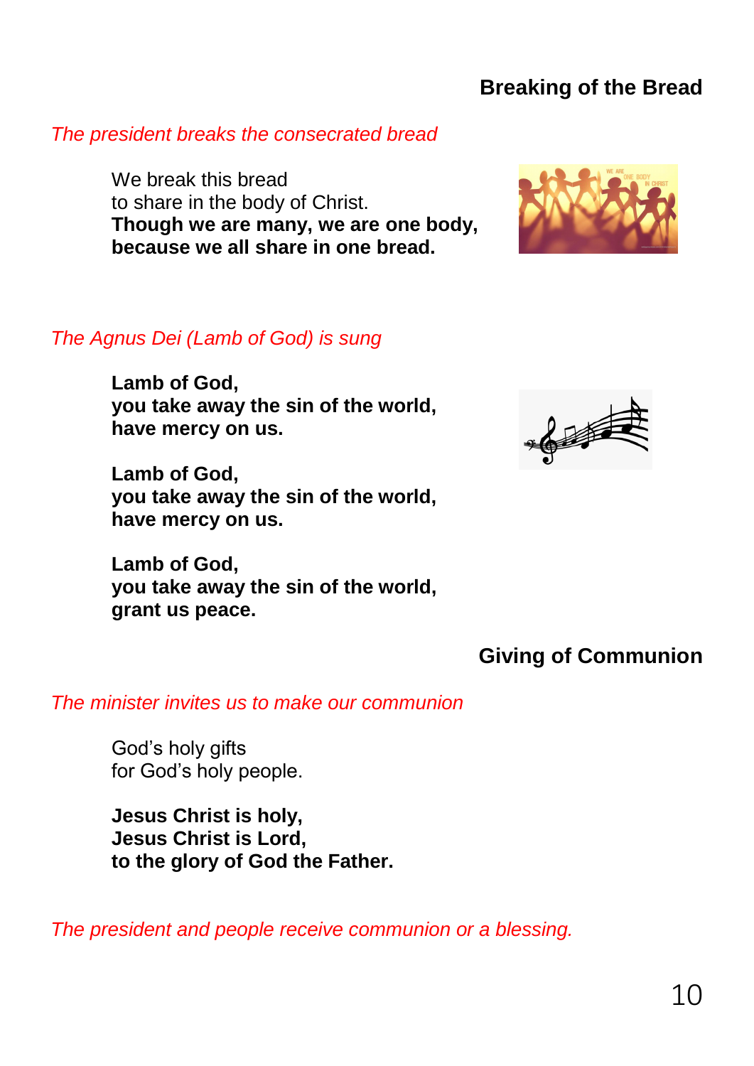## Breaking of the Bread

*The president breaks the consecrated bread*

We break this bread
to share in the body of Christ.
**Though we are many, we are one body,**
**because we all share in one bread.**

*The Agnus Dei (Lamb of God) is sung*

**Lamb of God,**
**you take away the sin of the world,**
**have mercy on us.**

**Lamb of God,**
**you take away the sin of the world,**
**have mercy on us.**

**Lamb of God,**
**you take away the sin of the world,**
**grant us peace.**

## Giving of Communion

*The minister invites us to make our communion*

God's holy gifts
for God's holy people.

**Jesus Christ is holy,**
**Jesus Christ is Lord,**
**to the glory of God the Father.**

*The president and people receive communion or a blessing.*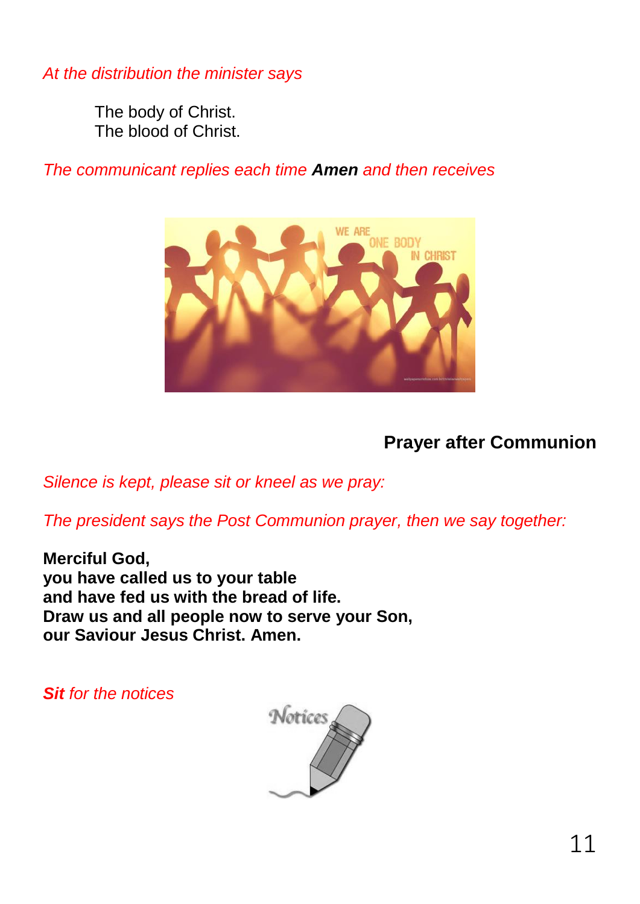*At the distribution the minister says*

The body of Christ.
The blood of Christ.

*The communicant replies each time* ***Amen*** *and then receives*

## Prayer after Communion

*Silence is kept, please sit or kneel as we pray:*

*The president says the Post Communion prayer, then we say together:*

**Merciful God,**
**you have called us to your table**
**and have fed us with the bread of life.**
**Draw us and all people now to serve your Son,**
**our Saviour Jesus Christ. Amen.**

***Sit*** *for the notices*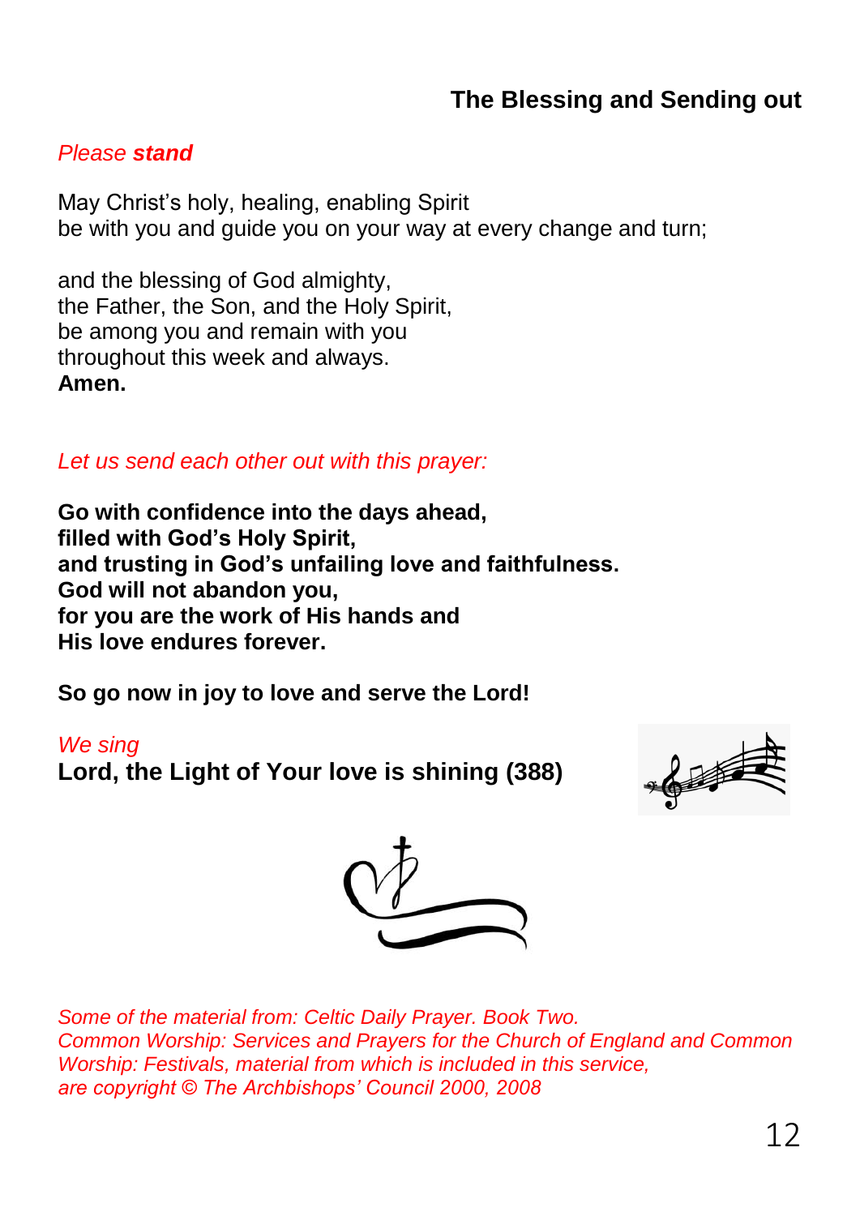## The Blessing and Sending out

*Please **stand***

May Christ's holy, healing, enabling Spirit
be with you and guide you on your way at every change and turn;

and the blessing of God almighty,
the Father, the Son, and the Holy Spirit,
be among you and remain with you
throughout this week and always.
**Amen.**

*Let us send each other out with this prayer:*

**Go with confidence into the days ahead,
filled with God's Holy Spirit,
and trusting in God's unfailing love and faithfulness.
God will not abandon you,
for you are the work of His hands and
His love endures forever.**

**So go now in joy to love and serve the Lord!**

*We sing*
**Lord, the Light of Your love is shining (388)**

*Some of the material from: Celtic Daily Prayer. Book Two.
Common Worship: Services and Prayers for the Church of England and Common Worship: Festivals, material from which is included in this service,
are copyright © The Archbishops' Council 2000, 2008*